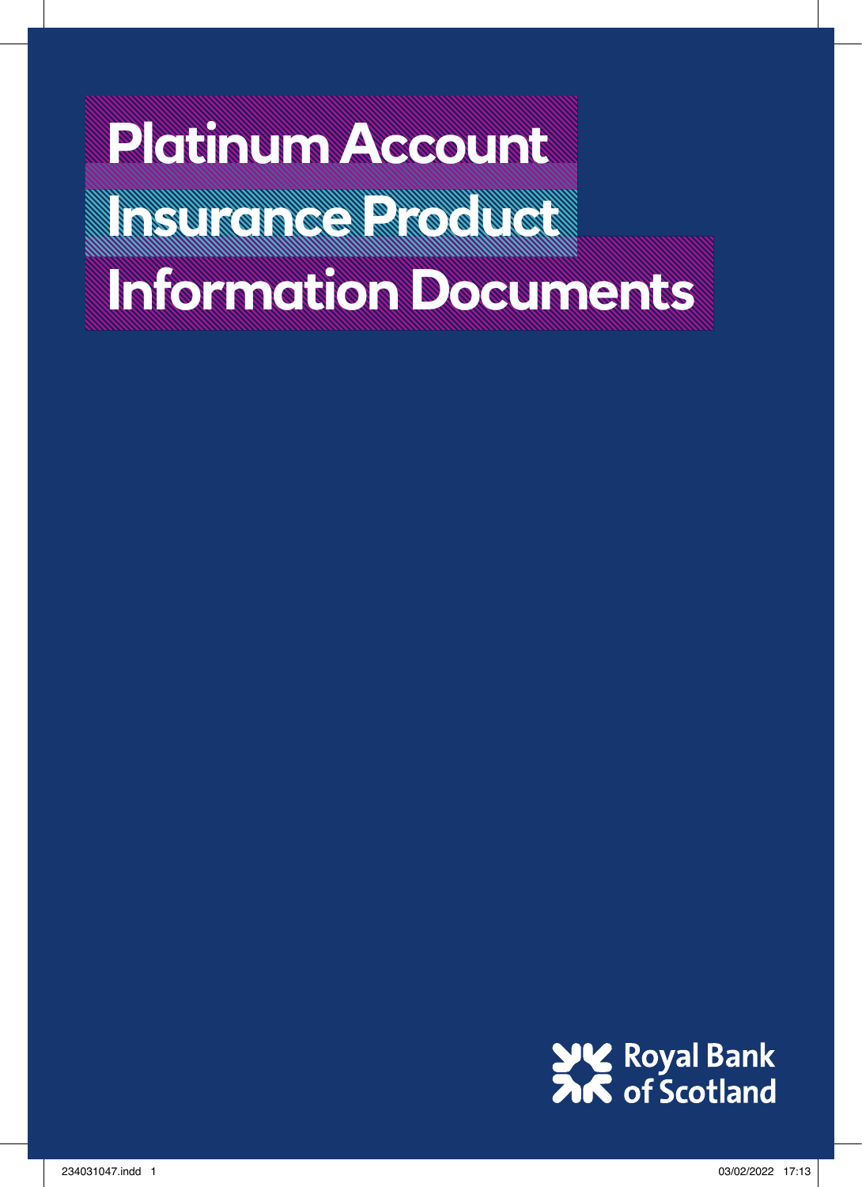# Platinum Account Insurance Product Information Documents

Royal Bank of Scotland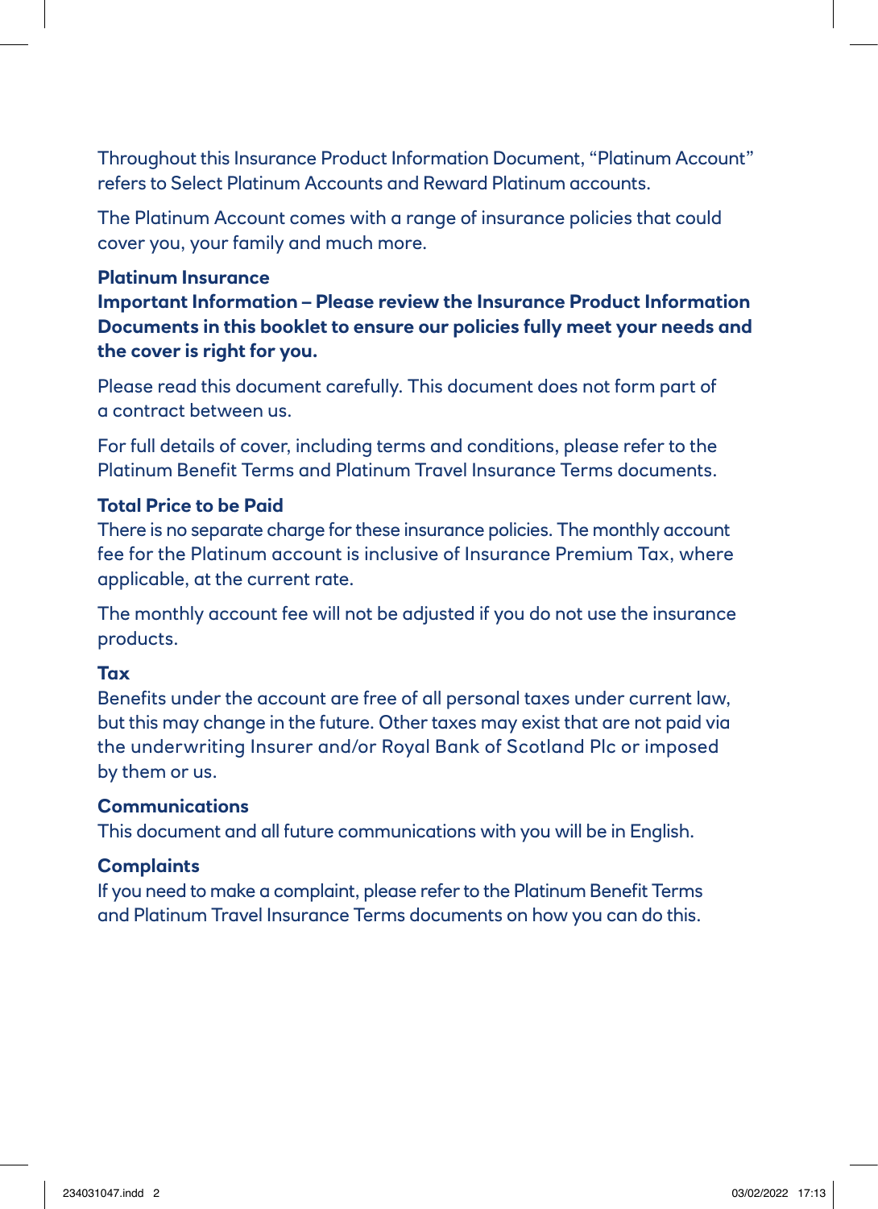Throughout this Insurance Product Information Document, "Platinum Account" refers to Select Platinum Accounts and Reward Platinum accounts.

The Platinum Account comes with a range of insurance policies that could cover you, your family and much more.

**Platinum Insurance**
**Important Information – Please review the Insurance Product Information Documents in this booklet to ensure our policies fully meet your needs and the cover is right for you.**

Please read this document carefully. This document does not form part of a contract between us.

For full details of cover, including terms and conditions, please refer to the Platinum Benefit Terms and Platinum Travel Insurance Terms documents.

**Total Price to be Paid**
There is no separate charge for these insurance policies. The monthly account fee for the Platinum account is inclusive of Insurance Premium Tax, where applicable, at the current rate.

The monthly account fee will not be adjusted if you do not use the insurance products.

**Tax**
Benefits under the account are free of all personal taxes under current law, but this may change in the future. Other taxes may exist that are not paid via the underwriting Insurer and/or Royal Bank of Scotland Plc or imposed by them or us.

**Communications**
This document and all future communications with you will be in English.

**Complaints**
If you need to make a complaint, please refer to the Platinum Benefit Terms and Platinum Travel Insurance Terms documents on how you can do this.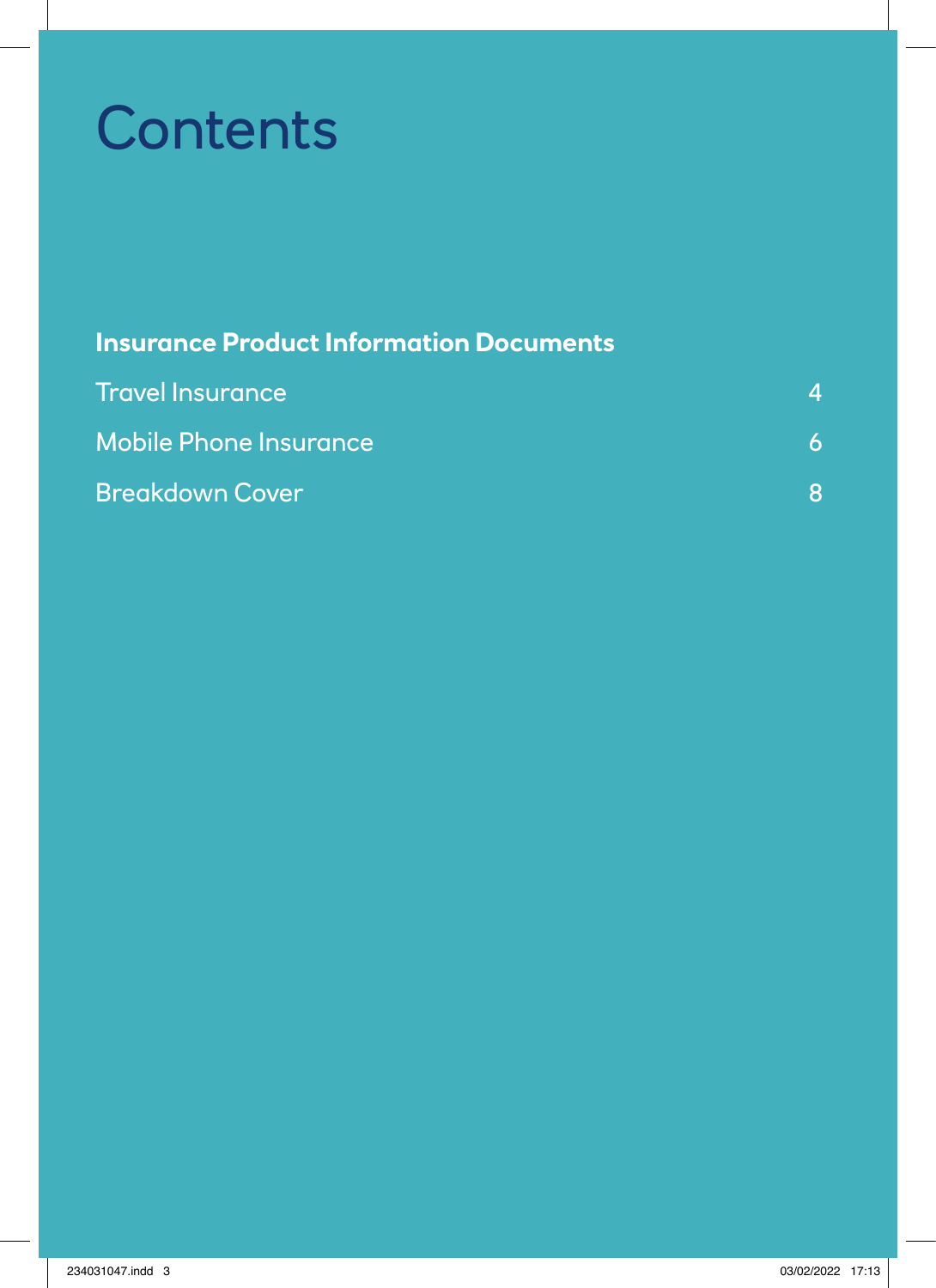# Contents

**Insurance Product Information Documents**

| | |
|---|---|
| Travel Insurance | 4 |
| Mobile Phone Insurance | 6 |
| Breakdown Cover | 8 |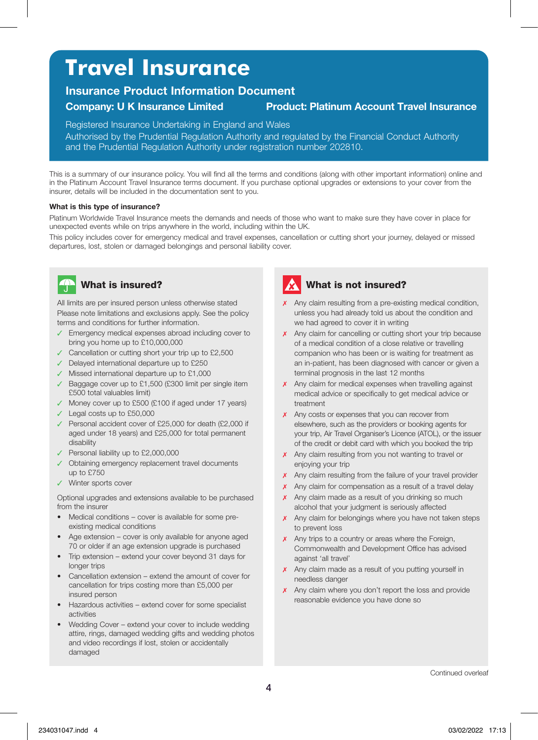# Travel Insurance

## Insurance Product Information Document

**Company: U K Insurance Limited** **Product: Platinum Account Travel Insurance**

Registered Insurance Undertaking in England and Wales
Authorised by the Prudential Regulation Authority and regulated by the Financial Conduct Authority and the Prudential Regulation Authority under registration number 202810.

This is a summary of our insurance policy. You will find all the terms and conditions (along with other important information) online and in the Platinum Account Travel Insurance terms document. If you purchase optional upgrades or extensions to your cover from the insurer, details will be included in the documentation sent to you.

**What is this type of insurance?**

Platinum Worldwide Travel Insurance meets the demands and needs of those who want to make sure they have cover in place for unexpected events while on trips anywhere in the world, including within the UK.

This policy includes cover for emergency medical and travel expenses, cancellation or cutting short your journey, delayed or missed departures, lost, stolen or damaged belongings and personal liability cover.

### What is insured?

All limits are per insured person unless otherwise stated
Please note limitations and exclusions apply. See the policy terms and conditions for further information.

- ✓ Emergency medical expenses abroad including cover to bring you home up to £10,000,000
- ✓ Cancellation or cutting short your trip up to £2,500
- ✓ Delayed international departure up to £250
- ✓ Missed international departure up to £1,000
- ✓ Baggage cover up to £1,500 (£300 limit per single item £500 total valuables limit)
- ✓ Money cover up to £500 (£100 if aged under 17 years)
- ✓ Legal costs up to £50,000
- ✓ Personal accident cover of £25,000 for death (£2,000 if aged under 18 years) and £25,000 for total permanent disability
- ✓ Personal liability up to £2,000,000
- ✓ Obtaining emergency replacement travel documents up to £750
- ✓ Winter sports cover

Optional upgrades and extensions available to be purchased from the insurer

- Medical conditions – cover is available for some pre-existing medical conditions
- Age extension – cover is only available for anyone aged 70 or older if an age extension upgrade is purchased
- Trip extension – extend your cover beyond 31 days for longer trips
- Cancellation extension – extend the amount of cover for cancellation for trips costing more than £5,000 per insured person
- Hazardous activities – extend cover for some specialist activities
- Wedding Cover – extend your cover to include wedding attire, rings, damaged wedding gifts and wedding photos and video recordings if lost, stolen or accidentally damaged

### What is not insured?

- ✗ Any claim resulting from a pre-existing medical condition, unless you had already told us about the condition and we had agreed to cover it in writing
- ✗ Any claim for cancelling or cutting short your trip because of a medical condition of a close relative or travelling companion who has been or is waiting for treatment as an in-patient, has been diagnosed with cancer or given a terminal prognosis in the last 12 months
- ✗ Any claim for medical expenses when travelling against medical advice or specifically to get medical advice or treatment
- ✗ Any costs or expenses that you can recover from elsewhere, such as the providers or booking agents for your trip, Air Travel Organiser's Licence (ATOL), or the issuer of the credit or debit card with which you booked the trip
- ✗ Any claim resulting from you not wanting to travel or enjoying your trip
- ✗ Any claim resulting from the failure of your travel provider
- ✗ Any claim for compensation as a result of a travel delay
- ✗ Any claim made as a result of you drinking so much alcohol that your judgment is seriously affected
- ✗ Any claim for belongings where you have not taken steps to prevent loss
- ✗ Any trips to a country or areas where the Foreign, Commonwealth and Development Office has advised against 'all travel'
- ✗ Any claim made as a result of you putting yourself in needless danger
- ✗ Any claim where you don't report the loss and provide reasonable evidence you have done so

Continued overleaf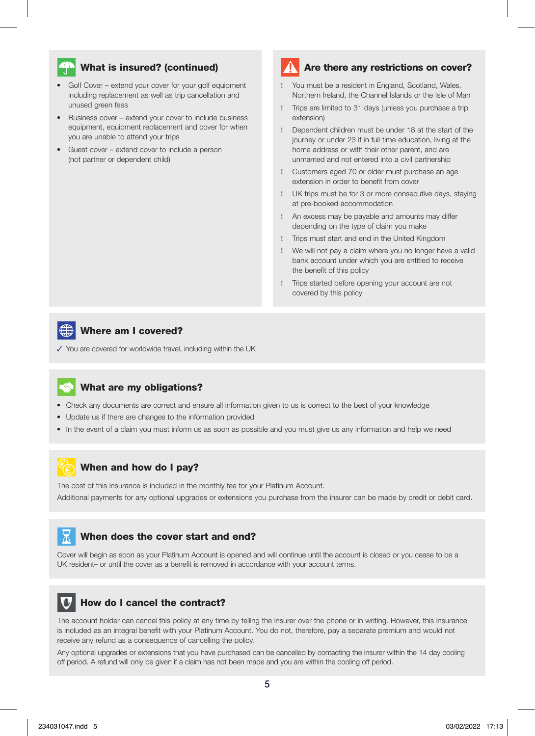## What is insured? (continued)

- Golf Cover – extend your cover for your golf equipment including replacement as well as trip cancellation and unused green fees
- Business cover – extend your cover to include business equipment, equipment replacement and cover for when you are unable to attend your trips
- Guest cover – extend cover to include a person (not partner or dependent child)

## Are there any restrictions on cover?

! You must be a resident in England, Scotland, Wales, Northern Ireland, the Channel Islands or the Isle of Man

! Trips are limited to 31 days (unless you purchase a trip extension)

! Dependent children must be under 18 at the start of the journey or under 23 if in full time education, living at the home address or with their other parent, and are unmarried and not entered into a civil partnership

! Customers aged 70 or older must purchase an age extension in order to benefit from cover

! UK trips must be for 3 or more consecutive days, staying at pre-booked accommodation

! An excess may be payable and amounts may differ depending on the type of claim you make

! Trips must start and end in the United Kingdom

! We will not pay a claim where you no longer have a valid bank account under which you are entitled to receive the benefit of this policy

! Trips started before opening your account are not covered by this policy

## Where am I covered?

✓ You are covered for worldwide travel, including within the UK

## What are my obligations?

- Check any documents are correct and ensure all information given to us is correct to the best of your knowledge
- Update us if there are changes to the information provided
- In the event of a claim you must inform us as soon as possible and you must give us any information and help we need

## When and how do I pay?

The cost of this insurance is included in the monthly fee for your Platinum Account.

Additional payments for any optional upgrades or extensions you purchase from the insurer can be made by credit or debit card.

## When does the cover start and end?

Cover will begin as soon as your Platinum Account is opened and will continue until the account is closed or you cease to be a UK resident– or until the cover as a benefit is removed in accordance with your account terms.

## How do I cancel the contract?

The account holder can cancel this policy at any time by telling the insurer over the phone or in writing. However, this insurance is included as an integral benefit with your Platinum Account. You do not, therefore, pay a separate premium and would not receive any refund as a consequence of cancelling the policy.

Any optional upgrades or extensions that you have purchased can be cancelled by contacting the insurer within the 14 day cooling off period. A refund will only be given if a claim has not been made and you are within the cooling off period.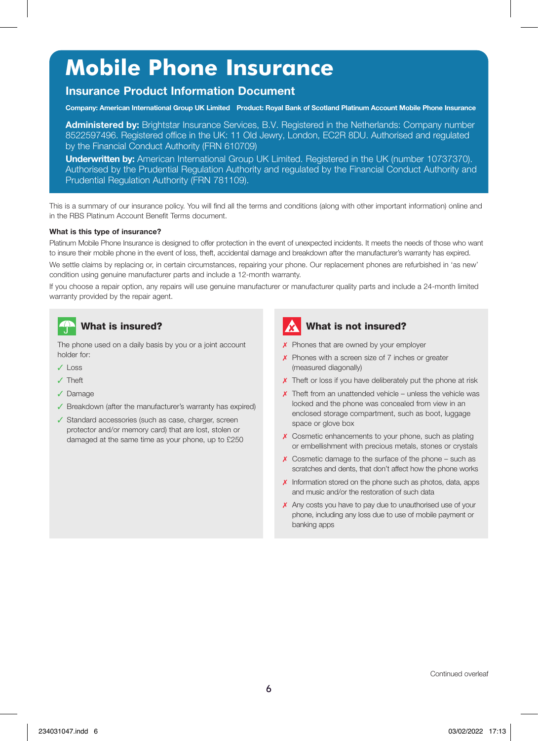# Mobile Phone Insurance

## Insurance Product Information Document

**Company: American International Group UK Limited   Product: Royal Bank of Scotland Platinum Account Mobile Phone Insurance**

**Administered by:** Brightstar Insurance Services, B.V. Registered in the Netherlands: Company number 8522597496. Registered office in the UK: 11 Old Jewry, London, EC2R 8DU. Authorised and regulated by the Financial Conduct Authority (FRN 610709)

**Underwritten by:** American International Group UK Limited. Registered in the UK (number 10737370). Authorised by the Prudential Regulation Authority and regulated by the Financial Conduct Authority and Prudential Regulation Authority (FRN 781109).

This is a summary of our insurance policy. You will find all the terms and conditions (along with other important information) online and in the RBS Platinum Account Benefit Terms document.

**What is this type of insurance?**

Platinum Mobile Phone Insurance is designed to offer protection in the event of unexpected incidents. It meets the needs of those who want to insure their mobile phone in the event of loss, theft, accidental damage and breakdown after the manufacturer's warranty has expired.

We settle claims by replacing or, in certain circumstances, repairing your phone. Our replacement phones are refurbished in 'as new' condition using genuine manufacturer parts and include a 12-month warranty.

If you choose a repair option, any repairs will use genuine manufacturer or manufacturer quality parts and include a 24-month limited warranty provided by the repair agent.

### What is insured?

The phone used on a daily basis by you or a joint account holder for:

- ✓ Loss
- ✓ Theft
- ✓ Damage
- ✓ Breakdown (after the manufacturer's warranty has expired)
- ✓ Standard accessories (such as case, charger, screen protector and/or memory card) that are lost, stolen or damaged at the same time as your phone, up to £250

### What is not insured?

- ✗ Phones that are owned by your employer
- ✗ Phones with a screen size of 7 inches or greater (measured diagonally)
- ✗ Theft or loss if you have deliberately put the phone at risk
- ✗ Theft from an unattended vehicle – unless the vehicle was locked and the phone was concealed from view in an enclosed storage compartment, such as boot, luggage space or glove box
- ✗ Cosmetic enhancements to your phone, such as plating or embellishment with precious metals, stones or crystals
- ✗ Cosmetic damage to the surface of the phone – such as scratches and dents, that don't affect how the phone works
- ✗ Information stored on the phone such as photos, data, apps and music and/or the restoration of such data
- ✗ Any costs you have to pay due to unauthorised use of your phone, including any loss due to use of mobile payment or banking apps

Continued overleaf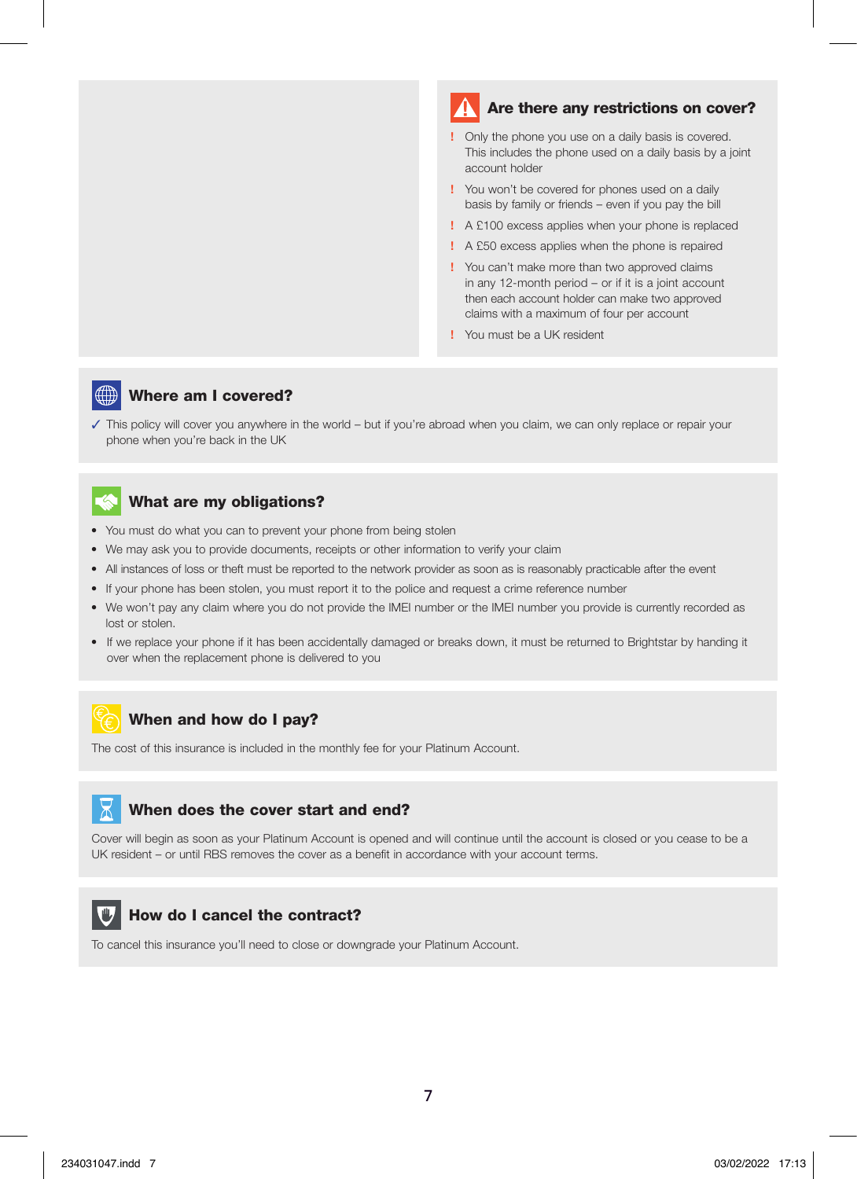## Are there any restrictions on cover?

- ! Only the phone you use on a daily basis is covered. This includes the phone used on a daily basis by a joint account holder
- ! You won't be covered for phones used on a daily basis by family or friends – even if you pay the bill
- ! A £100 excess applies when your phone is replaced
- ! A £50 excess applies when the phone is repaired
- ! You can't make more than two approved claims in any 12-month period – or if it is a joint account then each account holder can make two approved claims with a maximum of four per account
- ! You must be a UK resident

## Where am I covered?

✓ This policy will cover you anywhere in the world – but if you're abroad when you claim, we can only replace or repair your phone when you're back in the UK

## What are my obligations?

- You must do what you can to prevent your phone from being stolen
- We may ask you to provide documents, receipts or other information to verify your claim
- All instances of loss or theft must be reported to the network provider as soon as is reasonably practicable after the event
- If your phone has been stolen, you must report it to the police and request a crime reference number
- We won't pay any claim where you do not provide the IMEI number or the IMEI number you provide is currently recorded as lost or stolen.
- If we replace your phone if it has been accidentally damaged or breaks down, it must be returned to Brightstar by handing it over when the replacement phone is delivered to you

## When and how do I pay?

The cost of this insurance is included in the monthly fee for your Platinum Account.

## When does the cover start and end?

Cover will begin as soon as your Platinum Account is opened and will continue until the account is closed or you cease to be a UK resident – or until RBS removes the cover as a benefit in accordance with your account terms.

## How do I cancel the contract?

To cancel this insurance you'll need to close or downgrade your Platinum Account.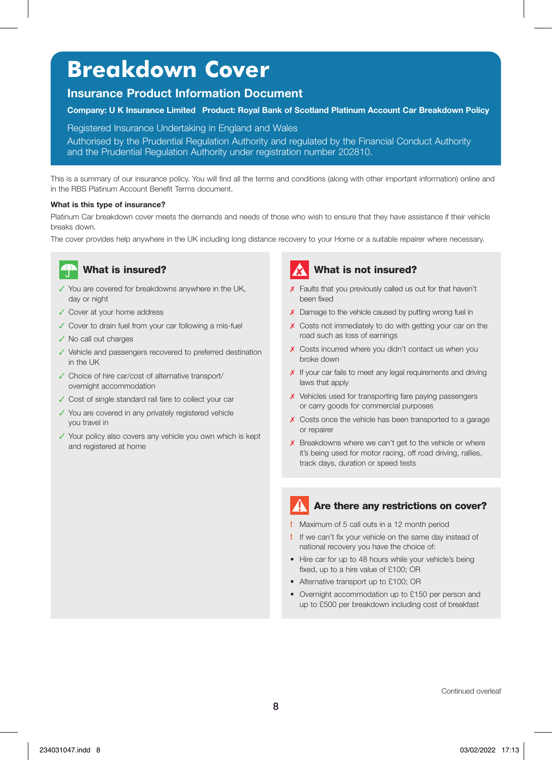# Breakdown Cover

## Insurance Product Information Document

**Company: U K Insurance Limited Product: Royal Bank of Scotland Platinum Account Car Breakdown Policy**

Registered Insurance Undertaking in England and Wales
Authorised by the Prudential Regulation Authority and regulated by the Financial Conduct Authority and the Prudential Regulation Authority under registration number 202810.

This is a summary of our insurance policy. You will find all the terms and conditions (along with other important information) online and in the RBS Platinum Account Benefit Terms document.

**What is this type of insurance?**

Platinum Car breakdown cover meets the demands and needs of those who wish to ensure that they have assistance if their vehicle breaks down.

The cover provides help anywhere in the UK including long distance recovery to your Home or a suitable repairer where necessary.

### What is insured?

- ✓ You are covered for breakdowns anywhere in the UK, day or night
- ✓ Cover at your home address
- ✓ Cover to drain fuel from your car following a mis-fuel
- ✓ No call out charges
- ✓ Vehicle and passengers recovered to preferred destination in the UK
- ✓ Choice of hire car/cost of alternative transport/ overnight accommodation
- ✓ Cost of single standard rail fare to collect your car
- ✓ You are covered in any privately registered vehicle you travel in
- ✓ Your policy also covers any vehicle you own which is kept and registered at home

### What is not insured?

- ✗ Faults that you previously called us out for that haven't been fixed
- ✗ Damage to the vehicle caused by putting wrong fuel in
- ✗ Costs not immediately to do with getting your car on the road such as loss of earnings
- ✗ Costs incurred where you didn't contact us when you broke down
- ✗ If your car fails to meet any legal requirements and driving laws that apply
- ✗ Vehicles used for transporting fare paying passengers or carry goods for commercial purposes
- ✗ Costs once the vehicle has been transported to a garage or repairer
- ✗ Breakdowns where we can't get to the vehicle or where it's being used for motor racing, off road driving, rallies, track days, duration or speed tests

### Are there any restrictions on cover?

- ! Maximum of 5 call outs in a 12 month period
- ! If we can't fix your vehicle on the same day instead of national recovery you have the choice of:
  - Hire car for up to 48 hours while your vehicle's being fixed, up to a hire value of £100; OR
  - Alternative transport up to £100; OR
  - Overnight accommodation up to £150 per person and up to £500 per breakdown including cost of breakfast

Continued overleaf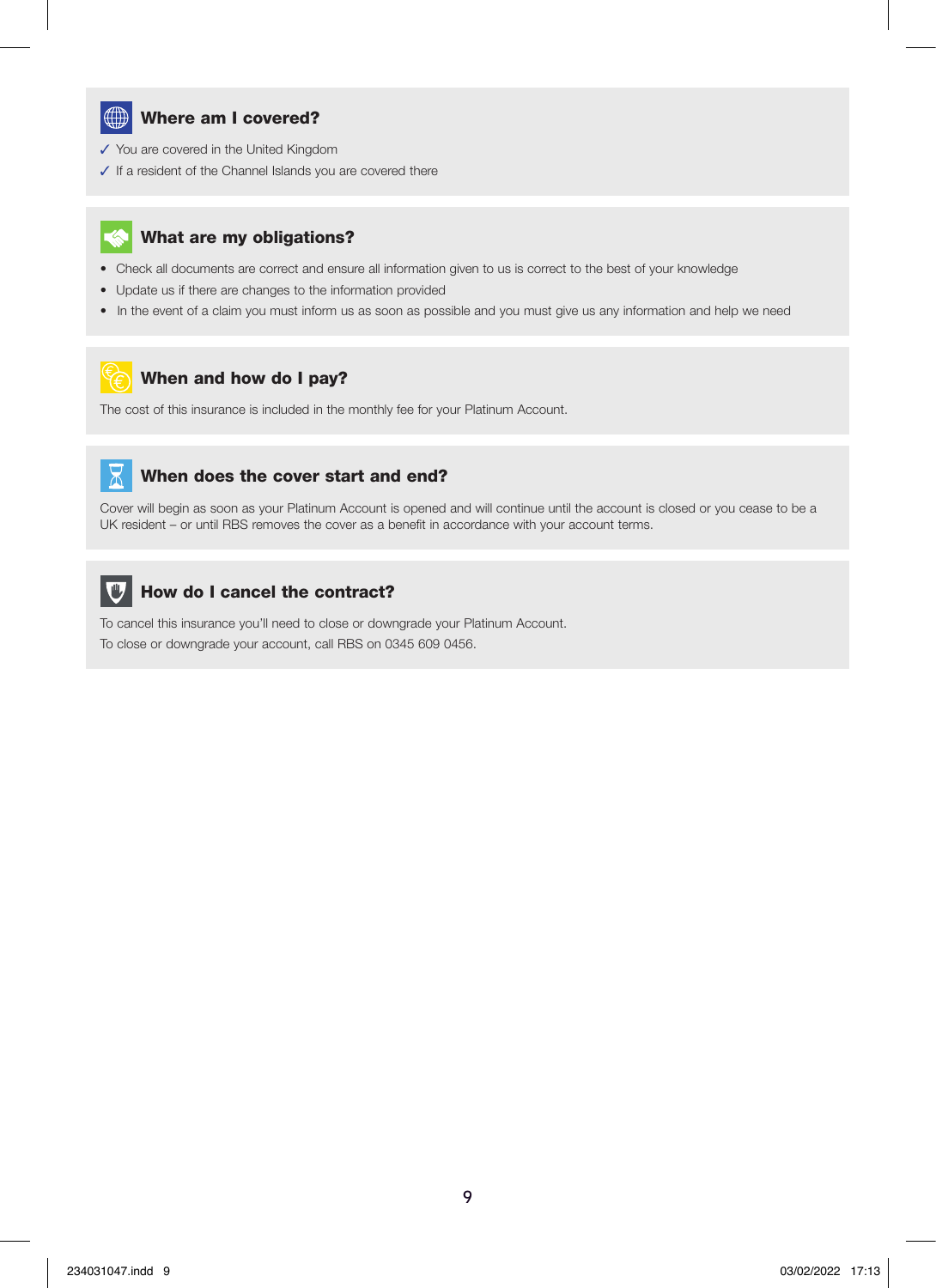## Where am I covered?

- ✓ You are covered in the United Kingdom
- ✓ If a resident of the Channel Islands you are covered there

## What are my obligations?

- Check all documents are correct and ensure all information given to us is correct to the best of your knowledge
- Update us if there are changes to the information provided
- In the event of a claim you must inform us as soon as possible and you must give us any information and help we need

## When and how do I pay?

The cost of this insurance is included in the monthly fee for your Platinum Account.

## When does the cover start and end?

Cover will begin as soon as your Platinum Account is opened and will continue until the account is closed or you cease to be a UK resident – or until RBS removes the cover as a benefit in accordance with your account terms.

## How do I cancel the contract?

To cancel this insurance you'll need to close or downgrade your Platinum Account.

To close or downgrade your account, call RBS on 0345 609 0456.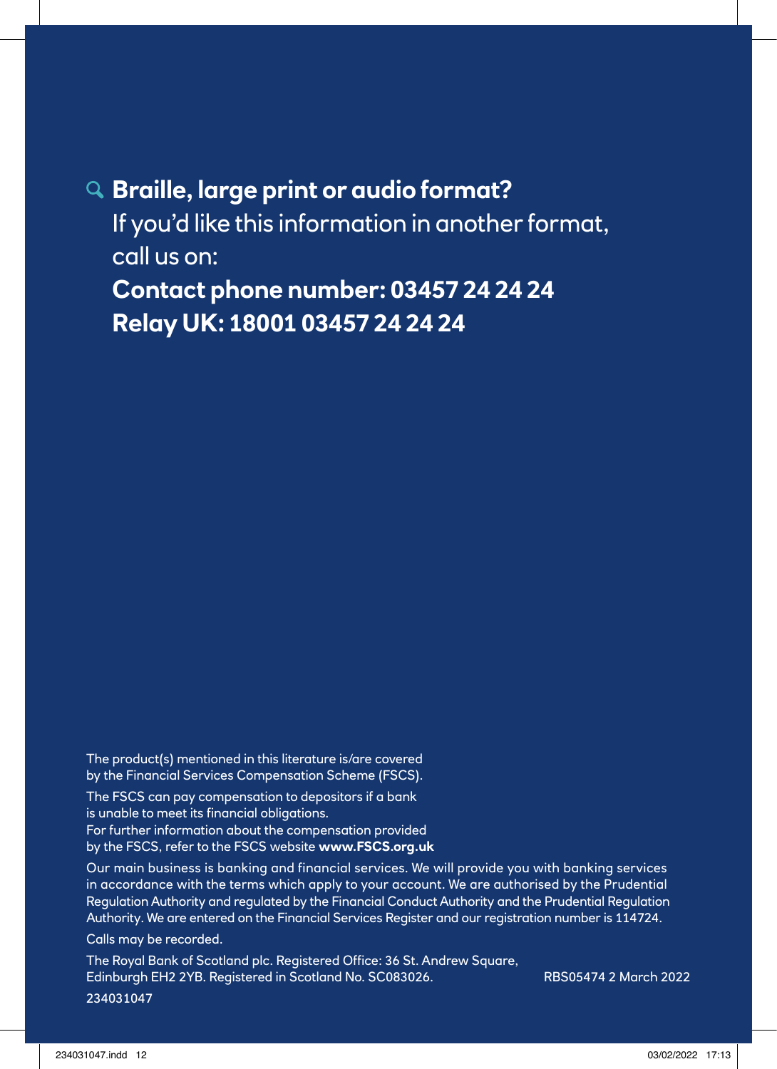**Braille, large print or audio format?**
If you'd like this information in another format, call us on:
**Contact phone number: 03457 24 24 24**
**Relay UK: 18001 03457 24 24 24**

The product(s) mentioned in this literature is/are covered by the Financial Services Compensation Scheme (FSCS).

The FSCS can pay compensation to depositors if a bank is unable to meet its financial obligations.
For further information about the compensation provided by the FSCS, refer to the FSCS website **www.FSCS.org.uk**

Our main business is banking and financial services. We will provide you with banking services in accordance with the terms which apply to your account. We are authorised by the Prudential Regulation Authority and regulated by the Financial Conduct Authority and the Prudential Regulation Authority. We are entered on the Financial Services Register and our registration number is 114724.

Calls may be recorded.

The Royal Bank of Scotland plc. Registered Office: 36 St. Andrew Square, Edinburgh EH2 2YB. Registered in Scotland No. SC083026.

RBS05474 2 March 2022

234031047